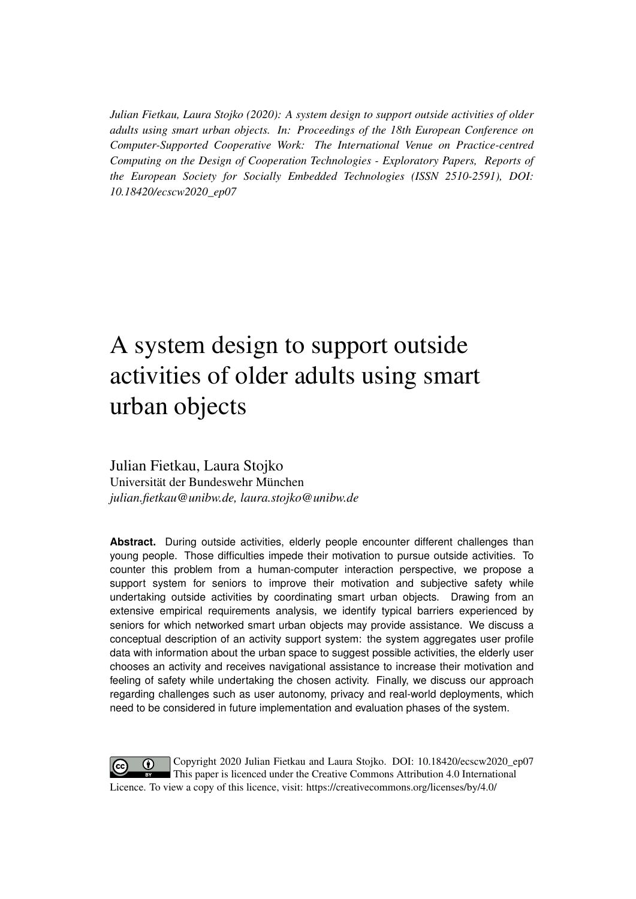*Julian Fietkau, Laura Stojko (2020): A system design to support outside activities of older adults using smart urban objects. In: Proceedings of the 18th European Conference on Computer-Supported Cooperative Work: The International Venue on Practice-centred Computing on the Design of Cooperation Technologies - Exploratory Papers, Reports of the European Society for Socially Embedded Technologies (ISSN 2510-2591), DOI: 10.18420/ecscw2020_ep07*

# A system design to support outside activities of older adults using smart urban objects

Julian Fietkau, Laura Stojko
Universität der Bundeswehr München
*julian.fietkau@unibw.de, laura.stojko@unibw.de*

**Abstract.** During outside activities, elderly people encounter different challenges than young people. Those difficulties impede their motivation to pursue outside activities. To counter this problem from a human-computer interaction perspective, we propose a support system for seniors to improve their motivation and subjective safety while undertaking outside activities by coordinating smart urban objects. Drawing from an extensive empirical requirements analysis, we identify typical barriers experienced by seniors for which networked smart urban objects may provide assistance. We discuss a conceptual description of an activity support system: the system aggregates user profile data with information about the urban space to suggest possible activities, the elderly user chooses an activity and receives navigational assistance to increase their motivation and feeling of safety while undertaking the chosen activity. Finally, we discuss our approach regarding challenges such as user autonomy, privacy and real-world deployments, which need to be considered in future implementation and evaluation phases of the system.

Copyright 2020 Julian Fietkau and Laura Stojko. DOI: 10.18420/ecscw2020_ep07
This paper is licenced under the Creative Commons Attribution 4.0 International Licence. To view a copy of this licence, visit: https://creativecommons.org/licenses/by/4.0/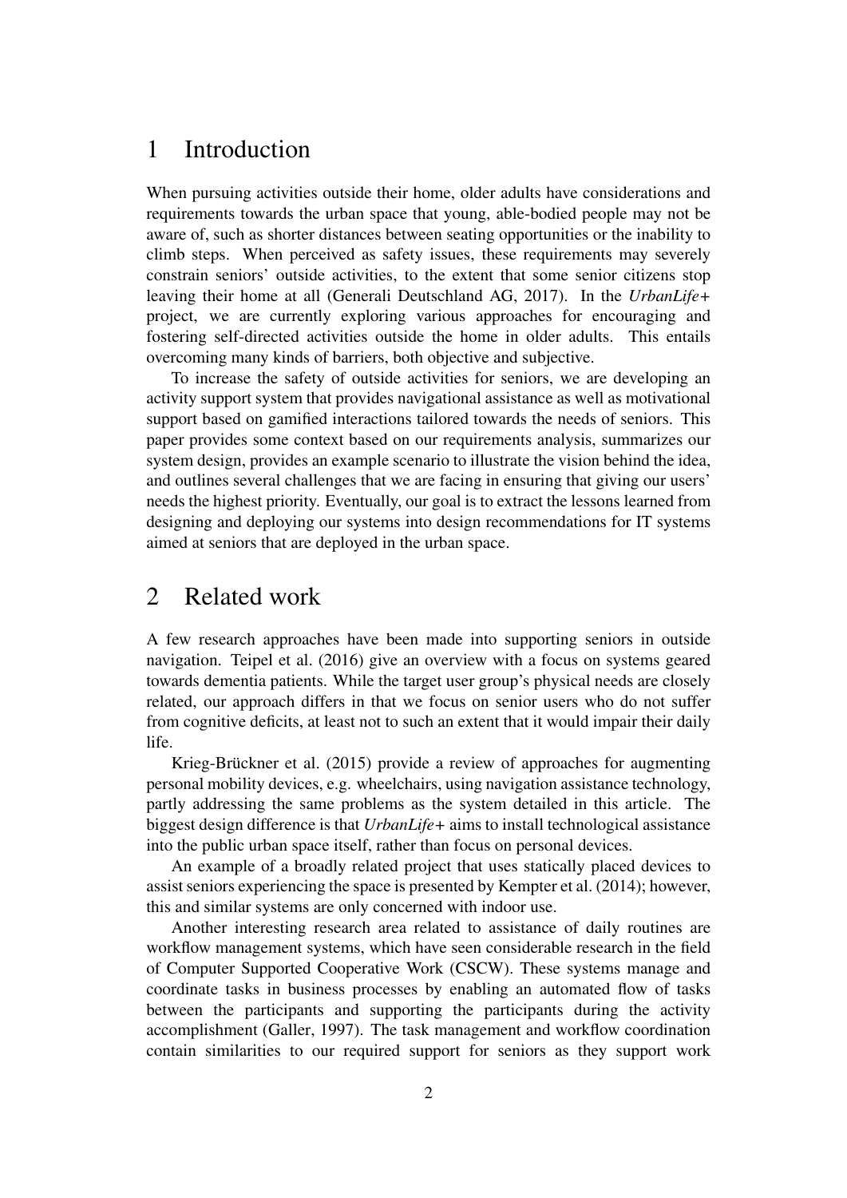# 1 Introduction

When pursuing activities outside their home, older adults have considerations and requirements towards the urban space that young, able-bodied people may not be aware of, such as shorter distances between seating opportunities or the inability to climb steps. When perceived as safety issues, these requirements may severely constrain seniors' outside activities, to the extent that some senior citizens stop leaving their home at all (Generali Deutschland AG, 2017). In the *UrbanLife+* project, we are currently exploring various approaches for encouraging and fostering self-directed activities outside the home in older adults. This entails overcoming many kinds of barriers, both objective and subjective.

To increase the safety of outside activities for seniors, we are developing an activity support system that provides navigational assistance as well as motivational support based on gamified interactions tailored towards the needs of seniors. This paper provides some context based on our requirements analysis, summarizes our system design, provides an example scenario to illustrate the vision behind the idea, and outlines several challenges that we are facing in ensuring that giving our users' needs the highest priority. Eventually, our goal is to extract the lessons learned from designing and deploying our systems into design recommendations for IT systems aimed at seniors that are deployed in the urban space.

# 2 Related work

A few research approaches have been made into supporting seniors in outside navigation. Teipel et al. (2016) give an overview with a focus on systems geared towards dementia patients. While the target user group's physical needs are closely related, our approach differs in that we focus on senior users who do not suffer from cognitive deficits, at least not to such an extent that it would impair their daily life.

Krieg-Brückner et al. (2015) provide a review of approaches for augmenting personal mobility devices, e.g. wheelchairs, using navigation assistance technology, partly addressing the same problems as the system detailed in this article. The biggest design difference is that *UrbanLife+* aims to install technological assistance into the public urban space itself, rather than focus on personal devices.

An example of a broadly related project that uses statically placed devices to assist seniors experiencing the space is presented by Kempter et al. (2014); however, this and similar systems are only concerned with indoor use.

Another interesting research area related to assistance of daily routines are workflow management systems, which have seen considerable research in the field of Computer Supported Cooperative Work (CSCW). These systems manage and coordinate tasks in business processes by enabling an automated flow of tasks between the participants and supporting the participants during the activity accomplishment (Galler, 1997). The task management and workflow coordination contain similarities to our required support for seniors as they support work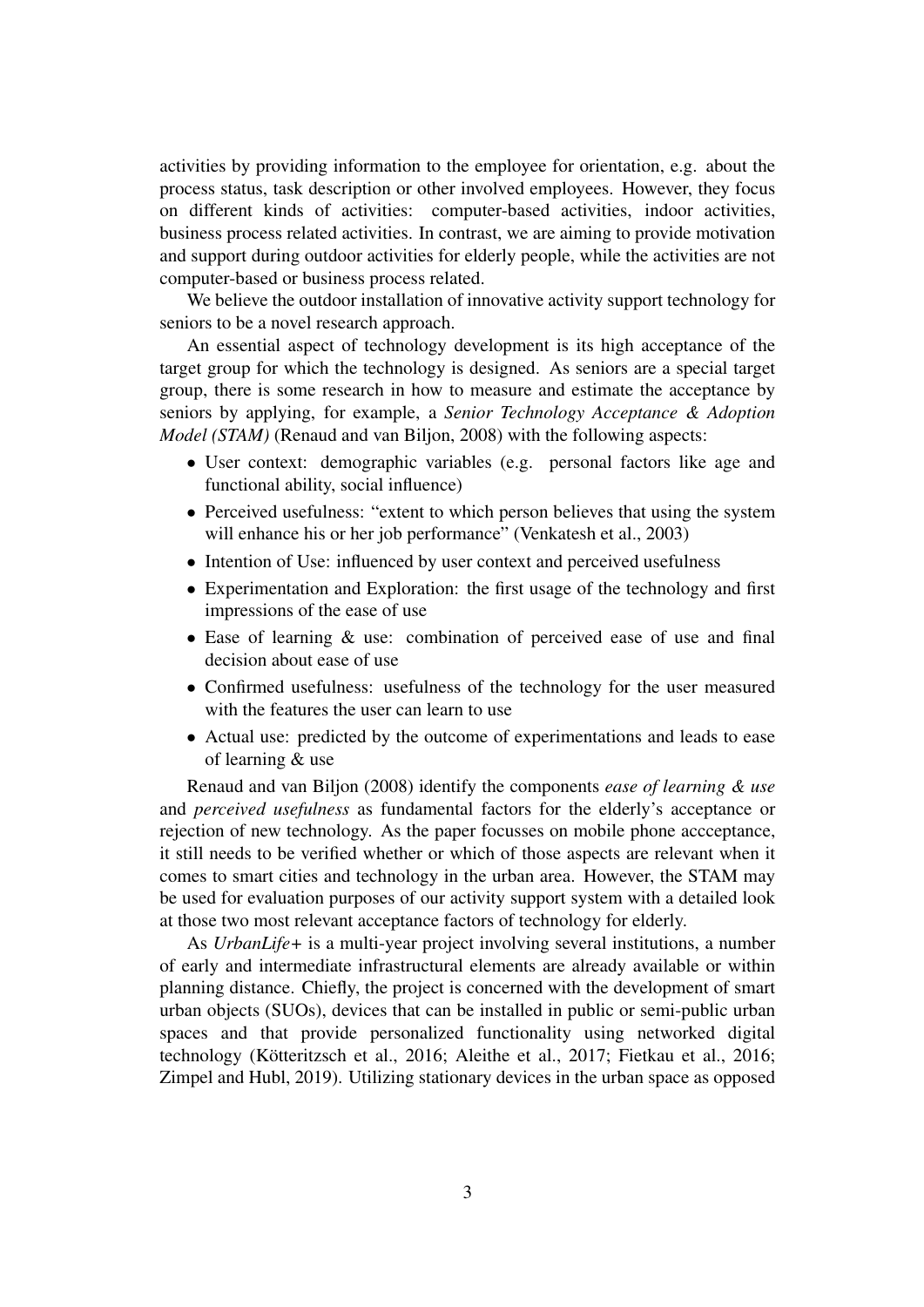activities by providing information to the employee for orientation, e.g. about the process status, task description or other involved employees. However, they focus on different kinds of activities: computer-based activities, indoor activities, business process related activities. In contrast, we are aiming to provide motivation and support during outdoor activities for elderly people, while the activities are not computer-based or business process related.

We believe the outdoor installation of innovative activity support technology for seniors to be a novel research approach.

An essential aspect of technology development is its high acceptance of the target group for which the technology is designed. As seniors are a special target group, there is some research in how to measure and estimate the acceptance by seniors by applying, for example, a *Senior Technology Acceptance & Adoption Model (STAM)* (Renaud and van Biljon, 2008) with the following aspects:

- User context: demographic variables (e.g. personal factors like age and functional ability, social influence)
- Perceived usefulness: "extent to which person believes that using the system will enhance his or her job performance" (Venkatesh et al., 2003)
- Intention of Use: influenced by user context and perceived usefulness
- Experimentation and Exploration: the first usage of the technology and first impressions of the ease of use
- Ease of learning & use: combination of perceived ease of use and final decision about ease of use
- Confirmed usefulness: usefulness of the technology for the user measured with the features the user can learn to use
- Actual use: predicted by the outcome of experimentations and leads to ease of learning & use

Renaud and van Biljon (2008) identify the components *ease of learning & use* and *perceived usefulness* as fundamental factors for the elderly's acceptance or rejection of new technology. As the paper focusses on mobile phone accceptance, it still needs to be verified whether or which of those aspects are relevant when it comes to smart cities and technology in the urban area. However, the STAM may be used for evaluation purposes of our activity support system with a detailed look at those two most relevant acceptance factors of technology for elderly.

As *UrbanLife+* is a multi-year project involving several institutions, a number of early and intermediate infrastructural elements are already available or within planning distance. Chiefly, the project is concerned with the development of smart urban objects (SUOs), devices that can be installed in public or semi-public urban spaces and that provide personalized functionality using networked digital technology (Kötteritzsch et al., 2016; Aleithe et al., 2017; Fietkau et al., 2016; Zimpel and Hubl, 2019). Utilizing stationary devices in the urban space as opposed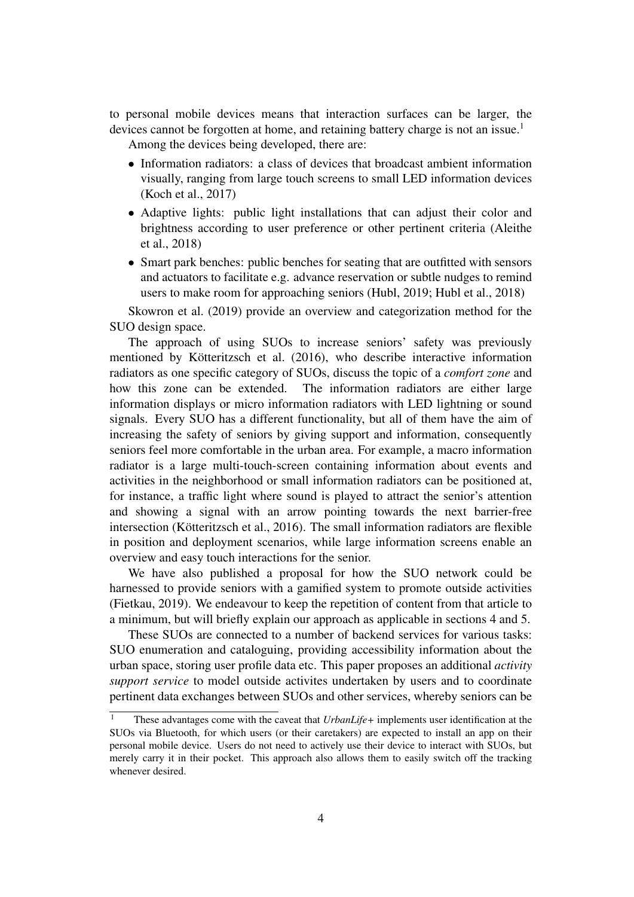to personal mobile devices means that interaction surfaces can be larger, the devices cannot be forgotten at home, and retaining battery charge is not an issue.[1]

Among the devices being developed, there are:

- Information radiators: a class of devices that broadcast ambient information visually, ranging from large touch screens to small LED information devices (Koch et al., 2017)
- Adaptive lights: public light installations that can adjust their color and brightness according to user preference or other pertinent criteria (Aleithe et al., 2018)
- Smart park benches: public benches for seating that are outfitted with sensors and actuators to facilitate e.g. advance reservation or subtle nudges to remind users to make room for approaching seniors (Hubl, 2019; Hubl et al., 2018)

Skowron et al. (2019) provide an overview and categorization method for the SUO design space.

The approach of using SUOs to increase seniors' safety was previously mentioned by Kötteritzsch et al. (2016), who describe interactive information radiators as one specific category of SUOs, discuss the topic of a *comfort zone* and how this zone can be extended. The information radiators are either large information displays or micro information radiators with LED lightning or sound signals. Every SUO has a different functionality, but all of them have the aim of increasing the safety of seniors by giving support and information, consequently seniors feel more comfortable in the urban area. For example, a macro information radiator is a large multi-touch-screen containing information about events and activities in the neighborhood or small information radiators can be positioned at, for instance, a traffic light where sound is played to attract the senior's attention and showing a signal with an arrow pointing towards the next barrier-free intersection (Kötteritzsch et al., 2016). The small information radiators are flexible in position and deployment scenarios, while large information screens enable an overview and easy touch interactions for the senior.

We have also published a proposal for how the SUO network could be harnessed to provide seniors with a gamified system to promote outside activities (Fietkau, 2019). We endeavour to keep the repetition of content from that article to a minimum, but will briefly explain our approach as applicable in sections 4 and 5.

These SUOs are connected to a number of backend services for various tasks: SUO enumeration and cataloguing, providing accessibility information about the urban space, storing user profile data etc. This paper proposes an additional *activity support service* to model outside activites undertaken by users and to coordinate pertinent data exchanges between SUOs and other services, whereby seniors can be

[1] These advantages come with the caveat that *UrbanLife+* implements user identification at the SUOs via Bluetooth, for which users (or their caretakers) are expected to install an app on their personal mobile device. Users do not need to actively use their device to interact with SUOs, but merely carry it in their pocket. This approach also allows them to easily switch off the tracking whenever desired.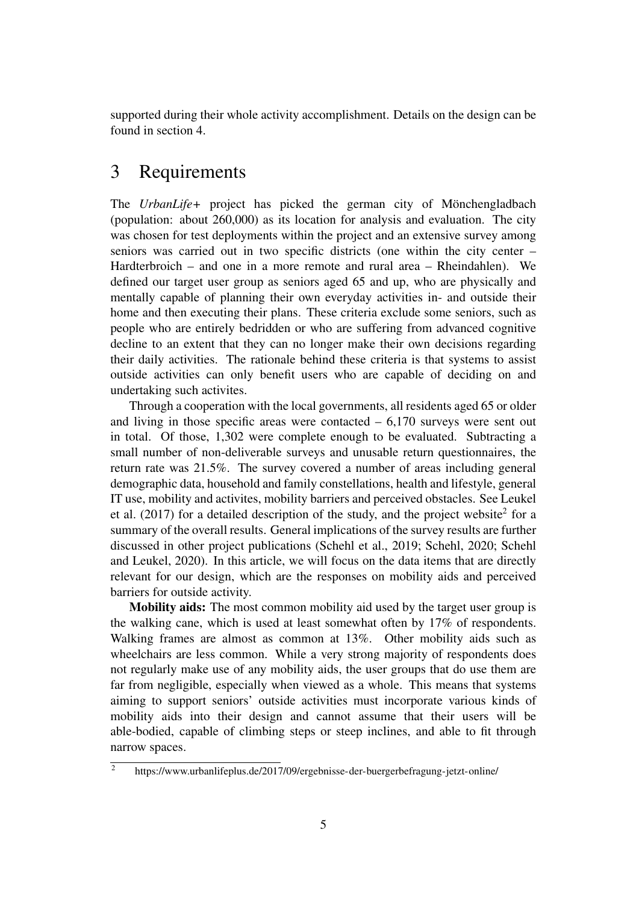supported during their whole activity accomplishment. Details on the design can be found in section 4.

# 3 Requirements

The *UrbanLife+* project has picked the german city of Mönchengladbach (population: about 260,000) as its location for analysis and evaluation. The city was chosen for test deployments within the project and an extensive survey among seniors was carried out in two specific districts (one within the city center – Hardterbroich – and one in a more remote and rural area – Rheindahlen). We defined our target user group as seniors aged 65 and up, who are physically and mentally capable of planning their own everyday activities in- and outside their home and then executing their plans. These criteria exclude some seniors, such as people who are entirely bedridden or who are suffering from advanced cognitive decline to an extent that they can no longer make their own decisions regarding their daily activities. The rationale behind these criteria is that systems to assist outside activities can only benefit users who are capable of deciding on and undertaking such activites.

Through a cooperation with the local governments, all residents aged 65 or older and living in those specific areas were contacted – 6,170 surveys were sent out in total. Of those, 1,302 were complete enough to be evaluated. Subtracting a small number of non-deliverable surveys and unusable return questionnaires, the return rate was 21.5%. The survey covered a number of areas including general demographic data, household and family constellations, health and lifestyle, general IT use, mobility and activites, mobility barriers and perceived obstacles. See Leukel et al. (2017) for a detailed description of the study, and the project website[2] for a summary of the overall results. General implications of the survey results are further discussed in other project publications (Schehl et al., 2019; Schehl, 2020; Schehl and Leukel, 2020). In this article, we will focus on the data items that are directly relevant for our design, which are the responses on mobility aids and perceived barriers for outside activity.

**Mobility aids:** The most common mobility aid used by the target user group is the walking cane, which is used at least somewhat often by 17% of respondents. Walking frames are almost as common at 13%. Other mobility aids such as wheelchairs are less common. While a very strong majority of respondents does not regularly make use of any mobility aids, the user groups that do use them are far from negligible, especially when viewed as a whole. This means that systems aiming to support seniors' outside activities must incorporate various kinds of mobility aids into their design and cannot assume that their users will be able-bodied, capable of climbing steps or steep inclines, and able to fit through narrow spaces.

[2] https://www.urbanlifeplus.de/2017/09/ergebnisse-der-buergerbefragung-jetzt-online/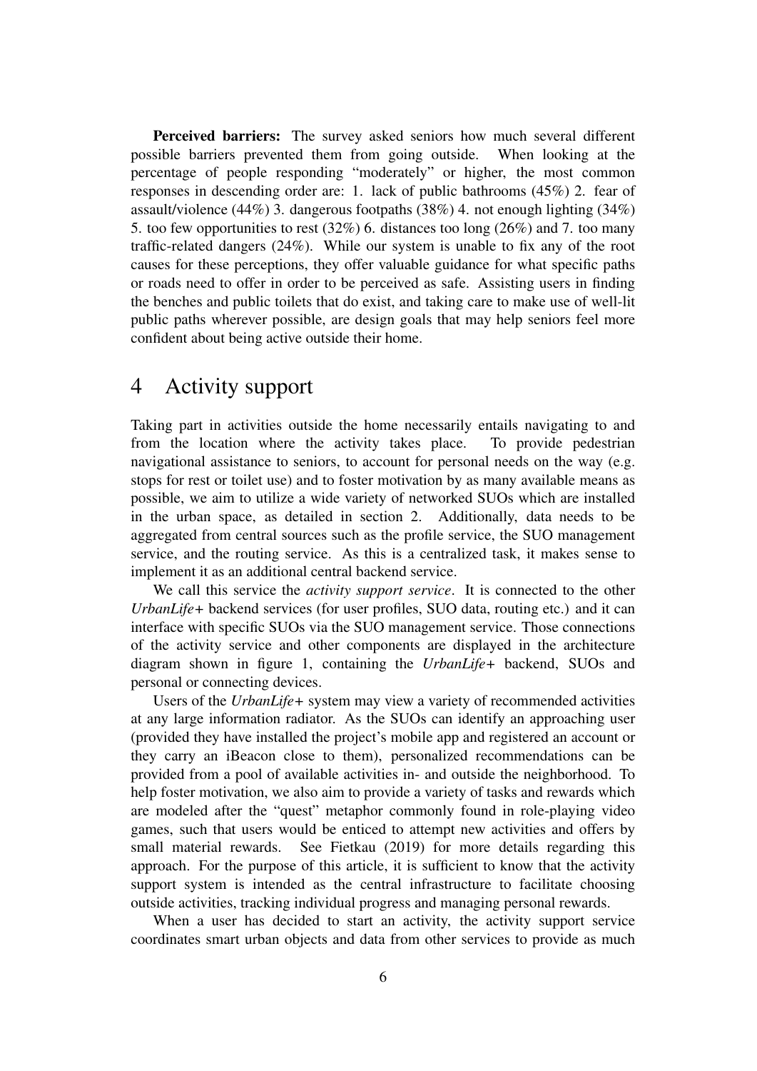**Perceived barriers:** The survey asked seniors how much several different possible barriers prevented them from going outside. When looking at the percentage of people responding "moderately" or higher, the most common responses in descending order are: 1. lack of public bathrooms (45%) 2. fear of assault/violence (44%) 3. dangerous footpaths (38%) 4. not enough lighting (34%) 5. too few opportunities to rest (32%) 6. distances too long (26%) and 7. too many traffic-related dangers (24%). While our system is unable to fix any of the root causes for these perceptions, they offer valuable guidance for what specific paths or roads need to offer in order to be perceived as safe. Assisting users in finding the benches and public toilets that do exist, and taking care to make use of well-lit public paths wherever possible, are design goals that may help seniors feel more confident about being active outside their home.

## 4 Activity support

Taking part in activities outside the home necessarily entails navigating to and from the location where the activity takes place. To provide pedestrian navigational assistance to seniors, to account for personal needs on the way (e.g. stops for rest or toilet use) and to foster motivation by as many available means as possible, we aim to utilize a wide variety of networked SUOs which are installed in the urban space, as detailed in section 2. Additionally, data needs to be aggregated from central sources such as the profile service, the SUO management service, and the routing service. As this is a centralized task, it makes sense to implement it as an additional central backend service.

We call this service the *activity support service*. It is connected to the other *UrbanLife+* backend services (for user profiles, SUO data, routing etc.) and it can interface with specific SUOs via the SUO management service. Those connections of the activity service and other components are displayed in the architecture diagram shown in figure 1, containing the *UrbanLife+* backend, SUOs and personal or connecting devices.

Users of the *UrbanLife+* system may view a variety of recommended activities at any large information radiator. As the SUOs can identify an approaching user (provided they have installed the project's mobile app and registered an account or they carry an iBeacon close to them), personalized recommendations can be provided from a pool of available activities in- and outside the neighborhood. To help foster motivation, we also aim to provide a variety of tasks and rewards which are modeled after the "quest" metaphor commonly found in role-playing video games, such that users would be enticed to attempt new activities and offers by small material rewards. See Fietkau (2019) for more details regarding this approach. For the purpose of this article, it is sufficient to know that the activity support system is intended as the central infrastructure to facilitate choosing outside activities, tracking individual progress and managing personal rewards.

When a user has decided to start an activity, the activity support service coordinates smart urban objects and data from other services to provide as much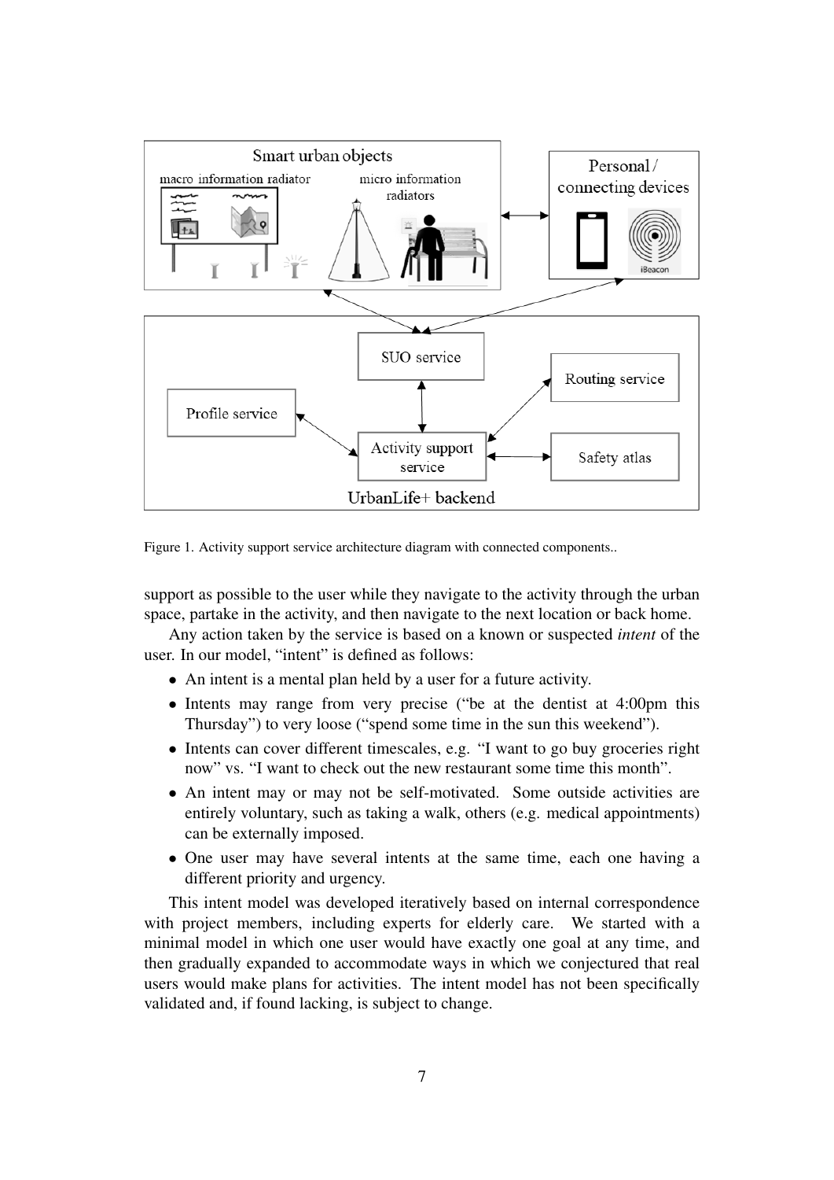Figure 1. Activity support service architecture diagram with connected components..

support as possible to the user while they navigate to the activity through the urban space, partake in the activity, and then navigate to the next location or back home.

Any action taken by the service is based on a known or suspected *intent* of the user. In our model, “intent” is defined as follows:

- An intent is a mental plan held by a user for a future activity.
- Intents may range from very precise (“be at the dentist at 4:00pm this Thursday”) to very loose (“spend some time in the sun this weekend”).
- Intents can cover different timescales, e.g. “I want to go buy groceries right now” vs. “I want to check out the new restaurant some time this month”.
- An intent may or may not be self-motivated. Some outside activities are entirely voluntary, such as taking a walk, others (e.g. medical appointments) can be externally imposed.
- One user may have several intents at the same time, each one having a different priority and urgency.

This intent model was developed iteratively based on internal correspondence with project members, including experts for elderly care. We started with a minimal model in which one user would have exactly one goal at any time, and then gradually expanded to accommodate ways in which we conjectured that real users would make plans for activities. The intent model has not been specifically validated and, if found lacking, is subject to change.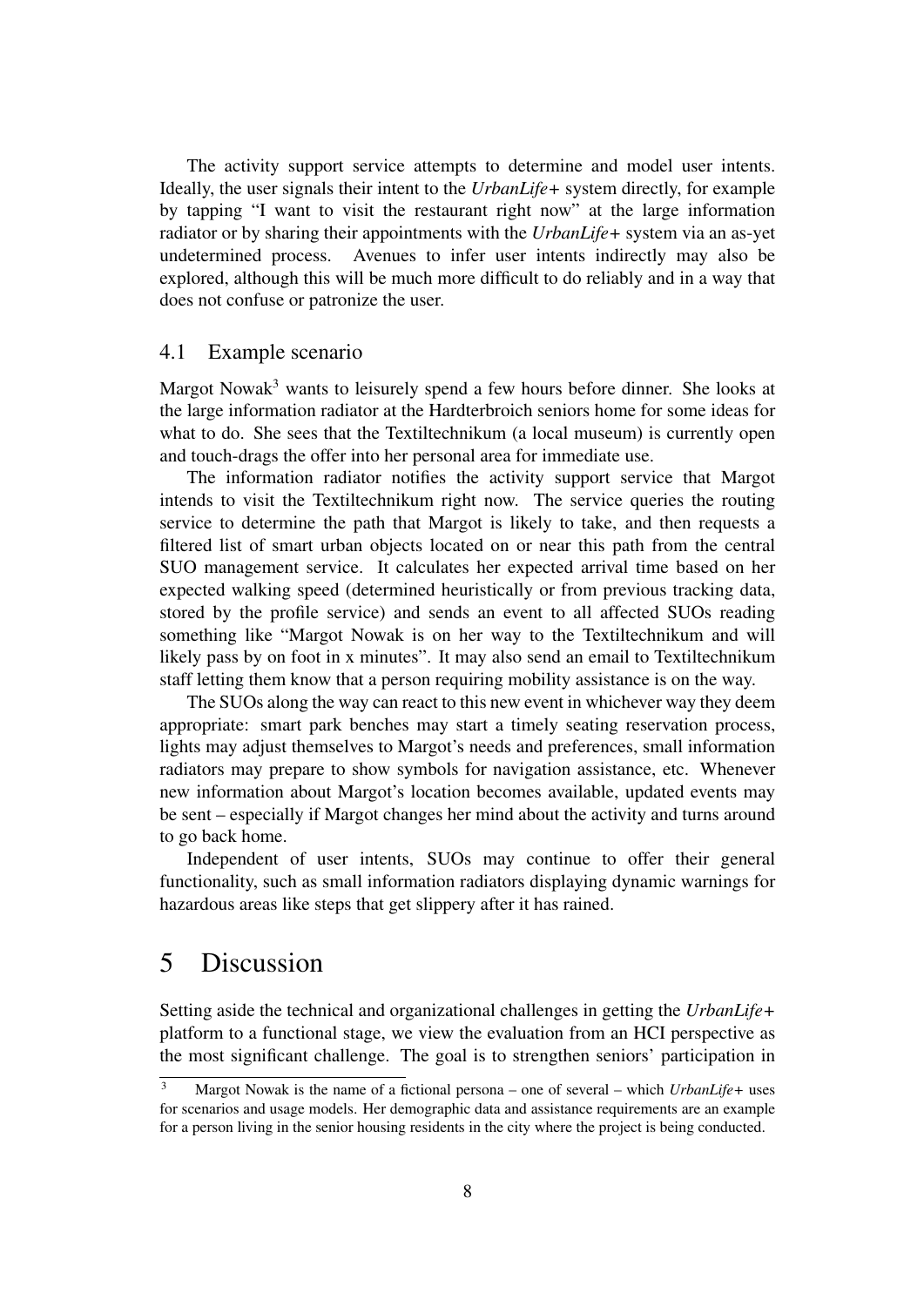The activity support service attempts to determine and model user intents. Ideally, the user signals their intent to the *UrbanLife+* system directly, for example by tapping "I want to visit the restaurant right now" at the large information radiator or by sharing their appointments with the *UrbanLife+* system via an as-yet undetermined process. Avenues to infer user intents indirectly may also be explored, although this will be much more difficult to do reliably and in a way that does not confuse or patronize the user.

### 4.1 Example scenario

Margot Nowak[3] wants to leisurely spend a few hours before dinner. She looks at the large information radiator at the Hardterbroich seniors home for some ideas for what to do. She sees that the Textiltechnikum (a local museum) is currently open and touch-drags the offer into her personal area for immediate use.

The information radiator notifies the activity support service that Margot intends to visit the Textiltechnikum right now. The service queries the routing service to determine the path that Margot is likely to take, and then requests a filtered list of smart urban objects located on or near this path from the central SUO management service. It calculates her expected arrival time based on her expected walking speed (determined heuristically or from previous tracking data, stored by the profile service) and sends an event to all affected SUOs reading something like "Margot Nowak is on her way to the Textiltechnikum and will likely pass by on foot in x minutes". It may also send an email to Textiltechnikum staff letting them know that a person requiring mobility assistance is on the way.

The SUOs along the way can react to this new event in whichever way they deem appropriate: smart park benches may start a timely seating reservation process, lights may adjust themselves to Margot's needs and preferences, small information radiators may prepare to show symbols for navigation assistance, etc. Whenever new information about Margot's location becomes available, updated events may be sent – especially if Margot changes her mind about the activity and turns around to go back home.

Independent of user intents, SUOs may continue to offer their general functionality, such as small information radiators displaying dynamic warnings for hazardous areas like steps that get slippery after it has rained.

## 5 Discussion

Setting aside the technical and organizational challenges in getting the *UrbanLife+* platform to a functional stage, we view the evaluation from an HCI perspective as the most significant challenge. The goal is to strengthen seniors' participation in

[3] Margot Nowak is the name of a fictional persona – one of several – which *UrbanLife+* uses for scenarios and usage models. Her demographic data and assistance requirements are an example for a person living in the senior housing residents in the city where the project is being conducted.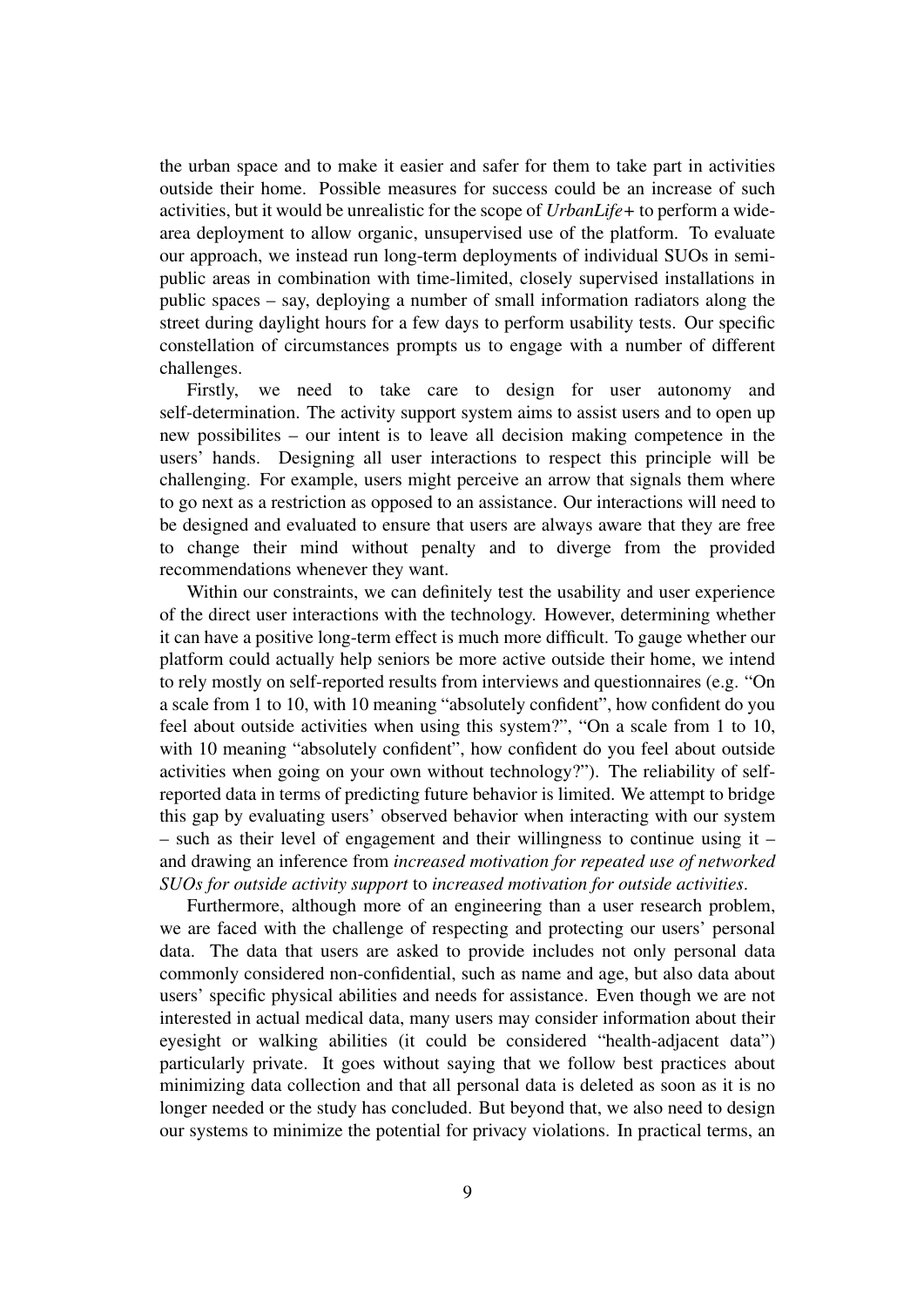the urban space and to make it easier and safer for them to take part in activities outside their home. Possible measures for success could be an increase of such activities, but it would be unrealistic for the scope of *UrbanLife+* to perform a wide-area deployment to allow organic, unsupervised use of the platform. To evaluate our approach, we instead run long-term deployments of individual SUOs in semi-public areas in combination with time-limited, closely supervised installations in public spaces – say, deploying a number of small information radiators along the street during daylight hours for a few days to perform usability tests. Our specific constellation of circumstances prompts us to engage with a number of different challenges.

Firstly, we need to take care to design for user autonomy and self-determination. The activity support system aims to assist users and to open up new possibilites – our intent is to leave all decision making competence in the users' hands. Designing all user interactions to respect this principle will be challenging. For example, users might perceive an arrow that signals them where to go next as a restriction as opposed to an assistance. Our interactions will need to be designed and evaluated to ensure that users are always aware that they are free to change their mind without penalty and to diverge from the provided recommendations whenever they want.

Within our constraints, we can definitely test the usability and user experience of the direct user interactions with the technology. However, determining whether it can have a positive long-term effect is much more difficult. To gauge whether our platform could actually help seniors be more active outside their home, we intend to rely mostly on self-reported results from interviews and questionnaires (e.g. "On a scale from 1 to 10, with 10 meaning "absolutely confident", how confident do you feel about outside activities when using this system?", "On a scale from 1 to 10, with 10 meaning "absolutely confident", how confident do you feel about outside activities when going on your own without technology?"). The reliability of self-reported data in terms of predicting future behavior is limited. We attempt to bridge this gap by evaluating users' observed behavior when interacting with our system – such as their level of engagement and their willingness to continue using it – and drawing an inference from *increased motivation for repeated use of networked SUOs for outside activity support* to *increased motivation for outside activities*.

Furthermore, although more of an engineering than a user research problem, we are faced with the challenge of respecting and protecting our users' personal data. The data that users are asked to provide includes not only personal data commonly considered non-confidential, such as name and age, but also data about users' specific physical abilities and needs for assistance. Even though we are not interested in actual medical data, many users may consider information about their eyesight or walking abilities (it could be considered "health-adjacent data") particularly private. It goes without saying that we follow best practices about minimizing data collection and that all personal data is deleted as soon as it is no longer needed or the study has concluded. But beyond that, we also need to design our systems to minimize the potential for privacy violations. In practical terms, an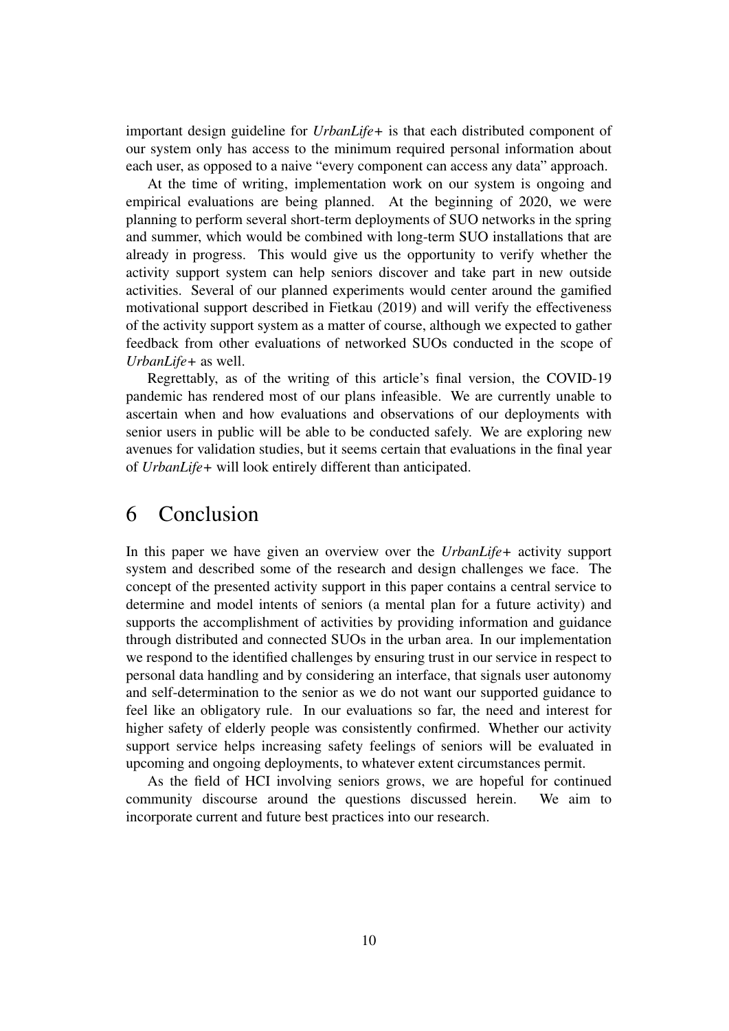important design guideline for *UrbanLife+* is that each distributed component of our system only has access to the minimum required personal information about each user, as opposed to a naive "every component can access any data" approach.

At the time of writing, implementation work on our system is ongoing and empirical evaluations are being planned. At the beginning of 2020, we were planning to perform several short-term deployments of SUO networks in the spring and summer, which would be combined with long-term SUO installations that are already in progress. This would give us the opportunity to verify whether the activity support system can help seniors discover and take part in new outside activities. Several of our planned experiments would center around the gamified motivational support described in Fietkau (2019) and will verify the effectiveness of the activity support system as a matter of course, although we expected to gather feedback from other evaluations of networked SUOs conducted in the scope of *UrbanLife+* as well.

Regrettably, as of the writing of this article's final version, the COVID-19 pandemic has rendered most of our plans infeasible. We are currently unable to ascertain when and how evaluations and observations of our deployments with senior users in public will be able to be conducted safely. We are exploring new avenues for validation studies, but it seems certain that evaluations in the final year of *UrbanLife+* will look entirely different than anticipated.

# 6 Conclusion

In this paper we have given an overview over the *UrbanLife+* activity support system and described some of the research and design challenges we face. The concept of the presented activity support in this paper contains a central service to determine and model intents of seniors (a mental plan for a future activity) and supports the accomplishment of activities by providing information and guidance through distributed and connected SUOs in the urban area. In our implementation we respond to the identified challenges by ensuring trust in our service in respect to personal data handling and by considering an interface, that signals user autonomy and self-determination to the senior as we do not want our supported guidance to feel like an obligatory rule. In our evaluations so far, the need and interest for higher safety of elderly people was consistently confirmed. Whether our activity support service helps increasing safety feelings of seniors will be evaluated in upcoming and ongoing deployments, to whatever extent circumstances permit.

As the field of HCI involving seniors grows, we are hopeful for continued community discourse around the questions discussed herein. We aim to incorporate current and future best practices into our research.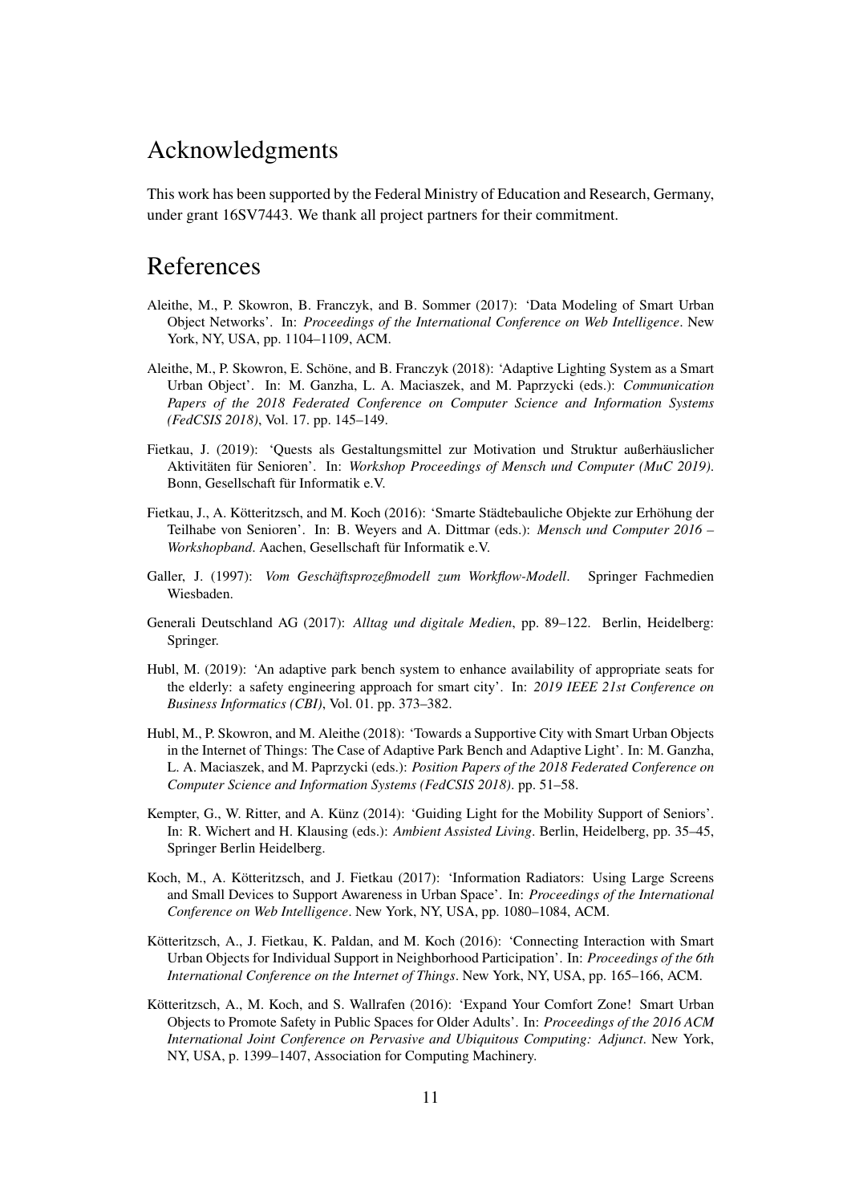## Acknowledgments

This work has been supported by the Federal Ministry of Education and Research, Germany, under grant 16SV7443. We thank all project partners for their commitment.

## References

Aleithe, M., P. Skowron, B. Franczyk, and B. Sommer (2017): 'Data Modeling of Smart Urban Object Networks'. In: *Proceedings of the International Conference on Web Intelligence*. New York, NY, USA, pp. 1104–1109, ACM.

Aleithe, M., P. Skowron, E. Schöne, and B. Franczyk (2018): 'Adaptive Lighting System as a Smart Urban Object'. In: M. Ganzha, L. A. Maciaszek, and M. Paprzycki (eds.): *Communication Papers of the 2018 Federated Conference on Computer Science and Information Systems (FedCSIS 2018)*, Vol. 17. pp. 145–149.

Fietkau, J. (2019): 'Quests als Gestaltungsmittel zur Motivation und Struktur außerhäuslicher Aktivitäten für Senioren'. In: *Workshop Proceedings of Mensch und Computer (MuC 2019)*. Bonn, Gesellschaft für Informatik e.V.

Fietkau, J., A. Kötteritzsch, and M. Koch (2016): 'Smarte Städtebauliche Objekte zur Erhöhung der Teilhabe von Senioren'. In: B. Weyers and A. Dittmar (eds.): *Mensch und Computer 2016 – Workshopband*. Aachen, Gesellschaft für Informatik e.V.

Galler, J. (1997): *Vom Geschäftsprozeßmodell zum Workflow-Modell*. Springer Fachmedien Wiesbaden.

Generali Deutschland AG (2017): *Alltag und digitale Medien*, pp. 89–122. Berlin, Heidelberg: Springer.

Hubl, M. (2019): 'An adaptive park bench system to enhance availability of appropriate seats for the elderly: a safety engineering approach for smart city'. In: *2019 IEEE 21st Conference on Business Informatics (CBI)*, Vol. 01. pp. 373–382.

Hubl, M., P. Skowron, and M. Aleithe (2018): 'Towards a Supportive City with Smart Urban Objects in the Internet of Things: The Case of Adaptive Park Bench and Adaptive Light'. In: M. Ganzha, L. A. Maciaszek, and M. Paprzycki (eds.): *Position Papers of the 2018 Federated Conference on Computer Science and Information Systems (FedCSIS 2018)*. pp. 51–58.

Kempter, G., W. Ritter, and A. Künz (2014): 'Guiding Light for the Mobility Support of Seniors'. In: R. Wichert and H. Klausing (eds.): *Ambient Assisted Living*. Berlin, Heidelberg, pp. 35–45, Springer Berlin Heidelberg.

Koch, M., A. Kötteritzsch, and J. Fietkau (2017): 'Information Radiators: Using Large Screens and Small Devices to Support Awareness in Urban Space'. In: *Proceedings of the International Conference on Web Intelligence*. New York, NY, USA, pp. 1080–1084, ACM.

Kötteritzsch, A., J. Fietkau, K. Paldan, and M. Koch (2016): 'Connecting Interaction with Smart Urban Objects for Individual Support in Neighborhood Participation'. In: *Proceedings of the 6th International Conference on the Internet of Things*. New York, NY, USA, pp. 165–166, ACM.

Kötteritzsch, A., M. Koch, and S. Wallrafen (2016): 'Expand Your Comfort Zone! Smart Urban Objects to Promote Safety in Public Spaces for Older Adults'. In: *Proceedings of the 2016 ACM International Joint Conference on Pervasive and Ubiquitous Computing: Adjunct*. New York, NY, USA, p. 1399–1407, Association for Computing Machinery.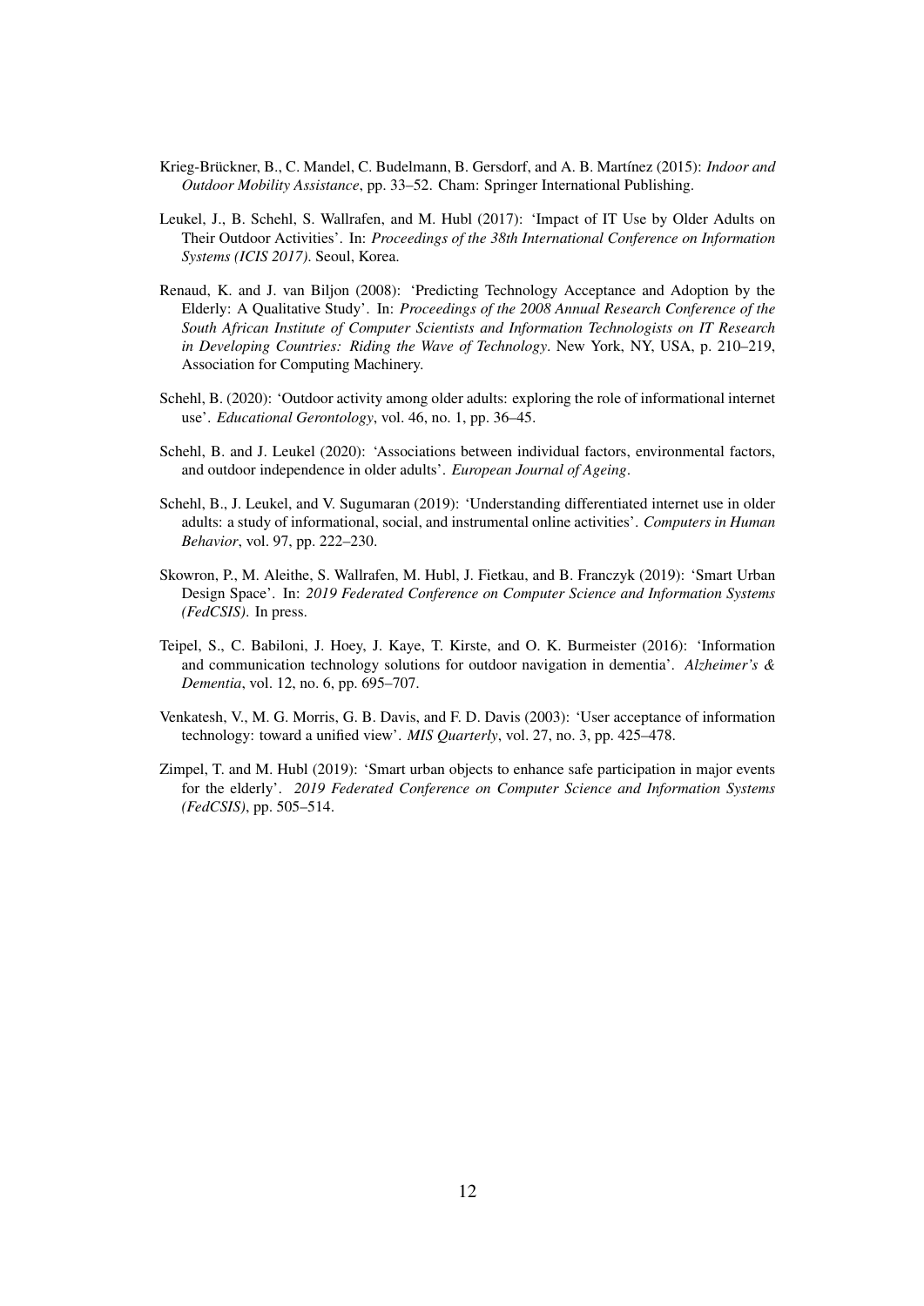Krieg-Brückner, B., C. Mandel, C. Budelmann, B. Gersdorf, and A. B. Martínez (2015): *Indoor and Outdoor Mobility Assistance*, pp. 33–52. Cham: Springer International Publishing.

Leukel, J., B. Schehl, S. Wallrafen, and M. Hubl (2017): 'Impact of IT Use by Older Adults on Their Outdoor Activities'. In: *Proceedings of the 38th International Conference on Information Systems (ICIS 2017)*. Seoul, Korea.

Renaud, K. and J. van Biljon (2008): 'Predicting Technology Acceptance and Adoption by the Elderly: A Qualitative Study'. In: *Proceedings of the 2008 Annual Research Conference of the South African Institute of Computer Scientists and Information Technologists on IT Research in Developing Countries: Riding the Wave of Technology*. New York, NY, USA, p. 210–219, Association for Computing Machinery.

Schehl, B. (2020): 'Outdoor activity among older adults: exploring the role of informational internet use'. *Educational Gerontology*, vol. 46, no. 1, pp. 36–45.

Schehl, B. and J. Leukel (2020): 'Associations between individual factors, environmental factors, and outdoor independence in older adults'. *European Journal of Ageing*.

Schehl, B., J. Leukel, and V. Sugumaran (2019): 'Understanding differentiated internet use in older adults: a study of informational, social, and instrumental online activities'. *Computers in Human Behavior*, vol. 97, pp. 222–230.

Skowron, P., M. Aleithe, S. Wallrafen, M. Hubl, J. Fietkau, and B. Franczyk (2019): 'Smart Urban Design Space'. In: *2019 Federated Conference on Computer Science and Information Systems (FedCSIS)*. In press.

Teipel, S., C. Babiloni, J. Hoey, J. Kaye, T. Kirste, and O. K. Burmeister (2016): 'Information and communication technology solutions for outdoor navigation in dementia'. *Alzheimer's & Dementia*, vol. 12, no. 6, pp. 695–707.

Venkatesh, V., M. G. Morris, G. B. Davis, and F. D. Davis (2003): 'User acceptance of information technology: toward a unified view'. *MIS Quarterly*, vol. 27, no. 3, pp. 425–478.

Zimpel, T. and M. Hubl (2019): 'Smart urban objects to enhance safe participation in major events for the elderly'. *2019 Federated Conference on Computer Science and Information Systems (FedCSIS)*, pp. 505–514.